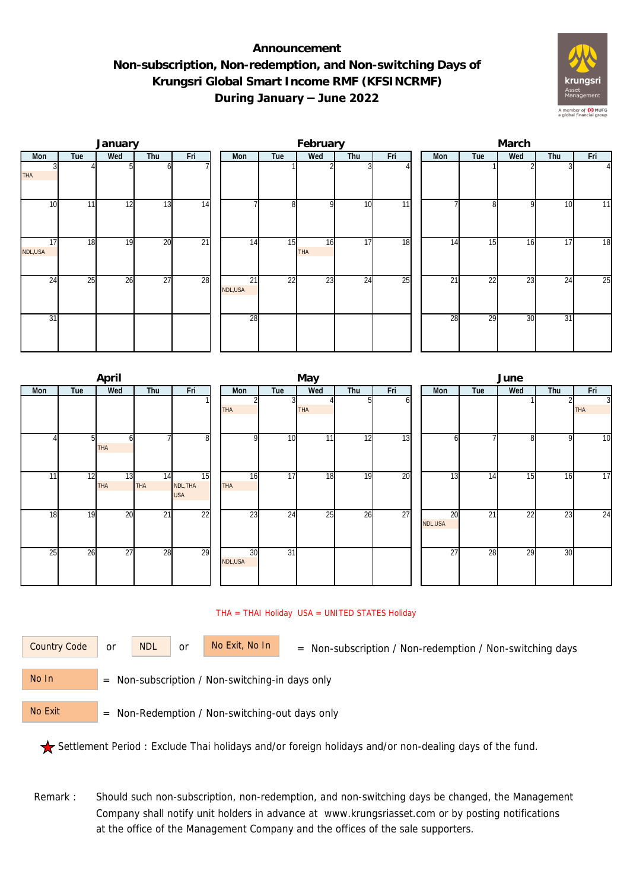# Announcement
## Non-subscription, Non-redemption, and Non-switching Days of Krungsri Global Smart Income RMF (KFSINCRMF)
## During January – June 2022

### January

| Mon | Tue | Wed | Thu | Fri |
|---|---|---|---|---|
| 3 THA | 4 | 5 | 6 | 7 |
| 10 | 11 | 12 | 13 | 14 |
| 17 NDL,USA | 18 | 19 | 20 | 21 |
| 24 | 25 | 26 | 27 | 28 |
| 31 | | | | |

### February

| Mon | Tue | Wed | Thu | Fri |
|---|---|---|---|---|
| | 1 | 2 | 3 | 4 |
| 7 | 8 | 9 | 10 | 11 |
| 14 | 15 | 16 THA | 17 | 18 |
| 21 NDL,USA | 22 | 23 | 24 | 25 |
| 28 | | | | |

### March

| Mon | Tue | Wed | Thu | Fri |
|---|---|---|---|---|
| | 1 | 2 | 3 | 4 |
| 7 | 8 | 9 | 10 | 11 |
| 14 | 15 | 16 | 17 | 18 |
| 21 | 22 | 23 | 24 | 25 |
| 28 | 29 | 30 | 31 | |

### April

| Mon | Tue | Wed | Thu | Fri |
|---|---|---|---|---|
| | | | | 1 |
| 4 | 5 | 6 THA | 7 | 8 |
| 11 | 12 | 13 THA | 14 THA | 15 NDL,THA USA |
| 18 | 19 | 20 | 21 | 22 |
| 25 | 26 | 27 | 28 | 29 |

### May

| Mon | Tue | Wed | Thu | Fri |
|---|---|---|---|---|
| 2 THA | 3 | 4 THA | 5 | 6 |
| 9 | 10 | 11 | 12 | 13 |
| 16 THA | 17 | 18 | 19 | 20 |
| 23 | 24 | 25 | 26 | 27 |
| 30 NDL,USA | 31 | | | |

### June

| Mon | Tue | Wed | Thu | Fri |
|---|---|---|---|---|
| | | 1 | 2 | 3 THA |
| 6 | 7 | 8 | 9 | 10 |
| 13 | 14 | 15 | 16 | 17 |
| 20 NDL,USA | 21 | 22 | 23 | 24 |
| 27 | 28 | 29 | 30 | |

THA = THAI Holiday USA = UNITED STATES Holiday

Country Code or NDL or No Exit, No In = Non-subscription / Non-redemption / Non-switching days

No In = Non-subscription / Non-switching-in days only

No Exit = Non-Redemption / Non-switching-out days only

★ Settlement Period : Exclude Thai holidays and/or foreign holidays and/or non-dealing days of the fund.

Remark : Should such non-subscription, non-redemption, and non-switching days be changed, the Management Company shall notify unit holders in advance at www.krungsriasset.com or by posting notifications at the office of the Management Company and the offices of the sale supporters.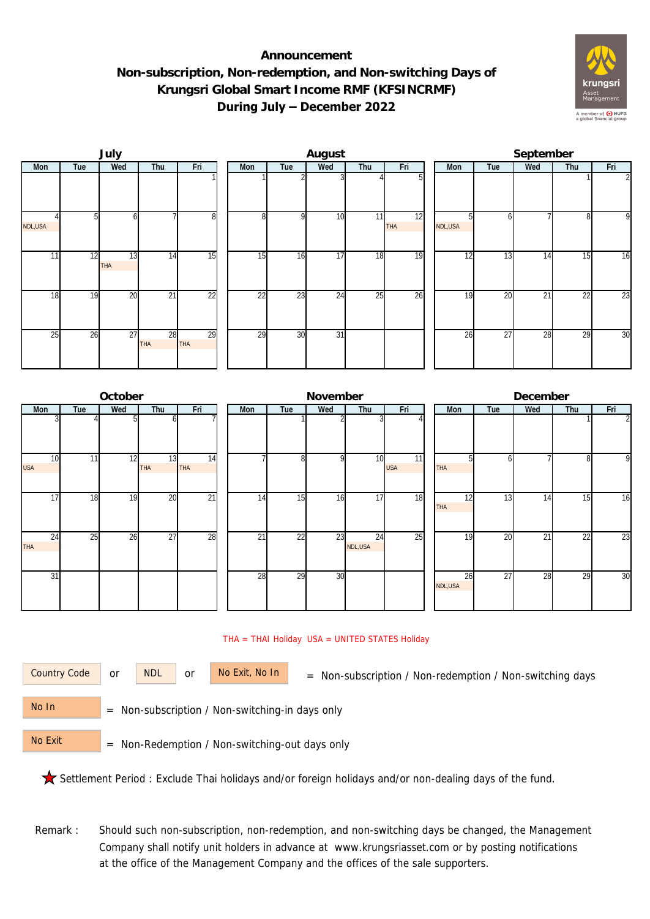**Announcement**
**Non-subscription, Non-redemption, and Non-switching Days of Krungsri Global Smart Income RMF (KFSINCRMF)**
**During July – December 2022**

### July

| Mon | Tue | Wed | Thu | Fri |
|---|---|---|---|---|
| | | | | 1 |
| 4 NDL,USA | 5 | 6 | 7 | 8 |
| 11 | 12 | 13 THA | 14 | 15 |
| 18 | 19 | 20 | 21 | 22 |
| 25 | 26 | 27 | 28 THA | 29 THA |

### August

| Mon | Tue | Wed | Thu | Fri |
|---|---|---|---|---|
| 1 | 2 | 3 | 4 | 5 |
| 8 | 9 | 10 | 11 | 12 THA |
| 15 | 16 | 17 | 18 | 19 |
| 22 | 23 | 24 | 25 | 26 |
| 29 | 30 | 31 | | |

### September

| Mon | Tue | Wed | Thu | Fri |
|---|---|---|---|---|
| | | | 1 | 2 |
| 5 NDL,USA | 6 | 7 | 8 | 9 |
| 12 | 13 | 14 | 15 | 16 |
| 19 | 20 | 21 | 22 | 23 |
| 26 | 27 | 28 | 29 | 30 |

### October

| Mon | Tue | Wed | Thu | Fri |
|---|---|---|---|---|
| 3 | 4 | 5 | 6 | 7 |
| 10 USA | 11 | 12 | 13 THA | 14 THA |
| 17 | 18 | 19 | 20 | 21 |
| 24 THA | 25 | 26 | 27 | 28 |
| 31 | | | | |

### November

| Mon | Tue | Wed | Thu | Fri |
|---|---|---|---|---|
| | 1 | 2 | 3 | 4 |
| 7 | 8 | 9 | 10 | 11 USA |
| 14 | 15 | 16 | 17 | 18 |
| 21 | 22 | 23 | 24 NDL,USA | 25 |
| 28 | 29 | 30 | | |

### December

| Mon | Tue | Wed | Thu | Fri |
|---|---|---|---|---|
| | | | 1 | 2 |
| 5 THA | 6 | 7 | 8 | 9 |
| 12 THA | 13 | 14 | 15 | 16 |
| 19 | 20 | 21 | 22 | 23 |
| 26 NDL,USA | 27 | 28 | 29 | 30 |

THA = THAI Holiday USA = UNITED STATES Holiday

Country Code or NDL or No Exit, No In = Non-subscription / Non-redemption / Non-switching days

No In = Non-subscription / Non-switching-in days only

No Exit = Non-Redemption / Non-switching-out days only

★ Settlement Period : Exclude Thai holidays and/or foreign holidays and/or non-dealing days of the fund.

Remark : Should such non-subscription, non-redemption, and non-switching days be changed, the Management Company shall notify unit holders in advance at www.krungsriasset.com or by posting notifications at the office of the Management Company and the offices of the sale supporters.